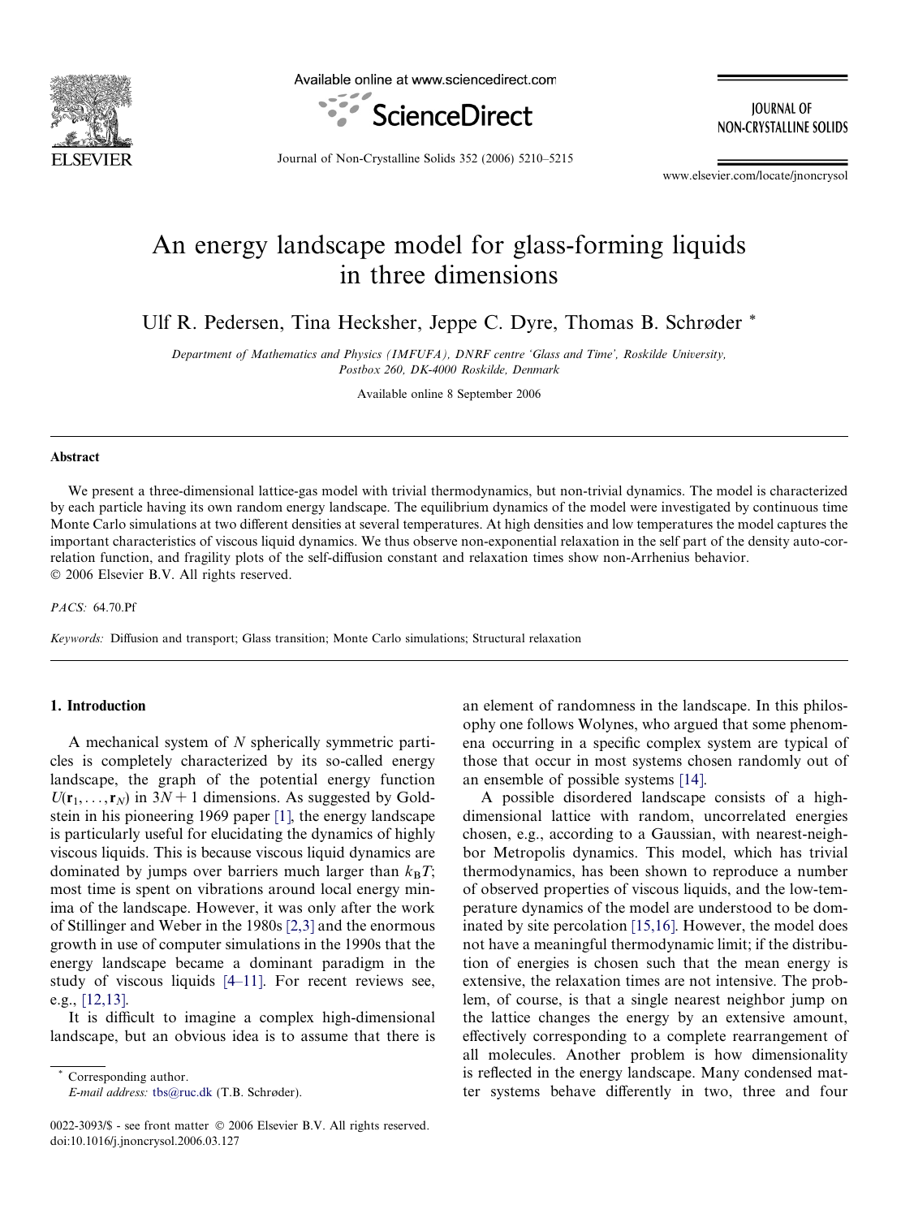# An energy landscape model for glass-forming liquids in three dimensions

Ulf R. Pedersen, Tina Hecksher, Jeppe C. Dyre, Thomas B. Schrøder *

*Department of Mathematics and Physics (IMFUFA), DNRF centre 'Glass and Time', Roskilde University, Postbox 260, DK-4000 Roskilde, Denmark*

Available online 8 September 2006

## Abstract

We present a three-dimensional lattice-gas model with trivial thermodynamics, but non-trivial dynamics. The model is characterized by each particle having its own random energy landscape. The equilibrium dynamics of the model were investigated by continuous time Monte Carlo simulations at two different densities at several temperatures. At high densities and low temperatures the model captures the important characteristics of viscous liquid dynamics. We thus observe non-exponential relaxation in the self part of the density auto-correlation function, and fragility plots of the self-diffusion constant and relaxation times show non-Arrhenius behavior.

© 2006 Elsevier B.V. All rights reserved.

*PACS:* 64.70.Pf

*Keywords:* Diffusion and transport; Glass transition; Monte Carlo simulations; Structural relaxation

## 1. Introduction

A mechanical system of $N$ spherically symmetric particles is completely characterized by its so-called energy landscape, the graph of the potential energy function $U(\mathbf{r}_1, \ldots, \mathbf{r}_N)$ in $3N + 1$ dimensions. As suggested by Goldstein in his pioneering 1969 paper [1], the energy landscape is particularly useful for elucidating the dynamics of highly viscous liquids. This is because viscous liquid dynamics are dominated by jumps over barriers much larger than $k_BT$; most time is spent on vibrations around local energy minima of the landscape. However, it was only after the work of Stillinger and Weber in the 1980s [2,3] and the enormous growth in use of computer simulations in the 1990s that the energy landscape became a dominant paradigm in the study of viscous liquids [4–11]. For recent reviews see, e.g., [12,13].

It is difficult to imagine a complex high-dimensional landscape, but an obvious idea is to assume that there is an element of randomness in the landscape. In this philosophy one follows Wolynes, who argued that some phenomena occurring in a specific complex system are typical of those that occur in most systems chosen randomly out of an ensemble of possible systems [14].

A possible disordered landscape consists of a high-dimensional lattice with random, uncorrelated energies chosen, e.g., according to a Gaussian, with nearest-neighbor Metropolis dynamics. This model, which has trivial thermodynamics, has been shown to reproduce a number of observed properties of viscous liquids, and the low-temperature dynamics of the model are understood to be dominated by site percolation [15,16]. However, the model does not have a meaningful thermodynamic limit; if the distribution of energies is chosen such that the mean energy is extensive, the relaxation times are not intensive. The problem, of course, is that a single nearest neighbor jump on the lattice changes the energy by an extensive amount, effectively corresponding to a complete rearrangement of all molecules. Another problem is how dimensionality is reflected in the energy landscape. Many condensed matter systems behave differently in two, three and four

* Corresponding author.
E-mail address: tbs@ruc.dk (T.B. Schrøder).

0022-3093/$ - see front matter © 2006 Elsevier B.V. All rights reserved.
doi:10.1016/j.jnoncrysol.2006.03.127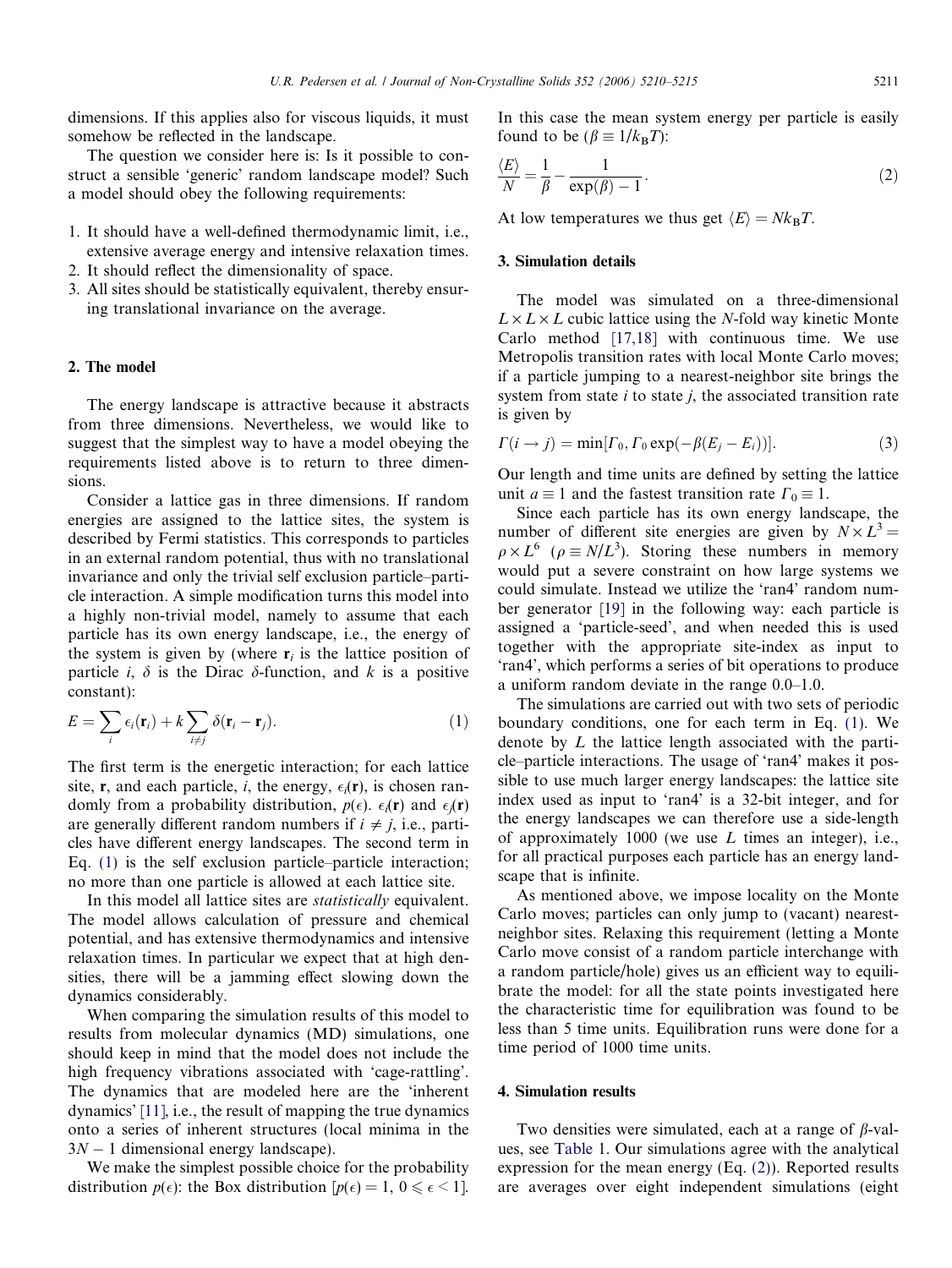dimensions. If this applies also for viscous liquids, it must somehow be reflected in the landscape.

The question we consider here is: Is it possible to construct a sensible 'generic' random landscape model? Such a model should obey the following requirements:

1. It should have a well-defined thermodynamic limit, i.e., extensive average energy and intensive relaxation times.
2. It should reflect the dimensionality of space.
3. All sites should be statistically equivalent, thereby ensuring translational invariance on the average.

## 2. The model

The energy landscape is attractive because it abstracts from three dimensions. Nevertheless, we would like to suggest that the simplest way to have a model obeying the requirements listed above is to return to three dimensions.

Consider a lattice gas in three dimensions. If random energies are assigned to the lattice sites, the system is described by Fermi statistics. This corresponds to particles in an external random potential, thus with no translational invariance and only the trivial self exclusion particle–particle interaction. A simple modification turns this model into a highly non-trivial model, namely to assume that each particle has its own energy landscape, i.e., the energy of the system is given by (where $\mathbf{r}_i$ is the lattice position of particle $i$, $\delta$ is the Dirac $\delta$-function, and $k$ is a positive constant):

$$E = \sum_i \epsilon_i(\mathbf{r}_i) + k \sum_{i \neq j} \delta(\mathbf{r}_i - \mathbf{r}_j). \tag{1}$$

The first term is the energetic interaction; for each lattice site, $\mathbf{r}$, and each particle, $i$, the energy, $\epsilon_i(\mathbf{r})$, is chosen randomly from a probability distribution, $p(\epsilon)$. $\epsilon_i(\mathbf{r})$ and $\epsilon_j(\mathbf{r})$ are generally different random numbers if $i \neq j$, i.e., particles have different energy landscapes. The second term in Eq. (1) is the self exclusion particle–particle interaction; no more than one particle is allowed at each lattice site.

In this model all lattice sites are *statistically* equivalent. The model allows calculation of pressure and chemical potential, and has extensive thermodynamics and intensive relaxation times. In particular we expect that at high densities, there will be a jamming effect slowing down the dynamics considerably.

When comparing the simulation results of this model to results from molecular dynamics (MD) simulations, one should keep in mind that the model does not include the high frequency vibrations associated with 'cage-rattling'. The dynamics that are modeled here are the 'inherent dynamics' [11], i.e., the result of mapping the true dynamics onto a series of inherent structures (local minima in the $3N-1$ dimensional energy landscape).

We make the simplest possible choice for the probability distribution $p(\epsilon)$: the Box distribution [$p(\epsilon) = 1$, $0 \leqslant \epsilon < 1$]. In this case the mean system energy per particle is easily found to be ($\beta \equiv 1/k_{\mathrm{B}}T$):

$$\frac{\langle E \rangle}{N} = \frac{1}{\beta} - \frac{1}{\exp(\beta) - 1}. \tag{2}$$

At low temperatures we thus get $\langle E \rangle = Nk_{\mathrm{B}}T$.

## 3. Simulation details

The model was simulated on a three-dimensional $L \times L \times L$ cubic lattice using the $N$-fold way kinetic Monte Carlo method [17,18] with continuous time. We use Metropolis transition rates with local Monte Carlo moves; if a particle jumping to a nearest-neighbor site brings the system from state $i$ to state $j$, the associated transition rate is given by

$$\Gamma(i \to j) = \min[\Gamma_0, \Gamma_0 \exp(-\beta(E_j - E_i))]. \tag{3}$$

Our length and time units are defined by setting the lattice unit $a \equiv 1$ and the fastest transition rate $\Gamma_0 \equiv 1$.

Since each particle has its own energy landscape, the number of different site energies are given by $N \times L^3 = \rho \times L^6$ ($\rho \equiv N/L^3$). Storing these numbers in memory would put a severe constraint on how large systems we could simulate. Instead we utilize the 'ran4' random number generator [19] in the following way: each particle is assigned a 'particle-seed', and when needed this is used together with the appropriate site-index as input to 'ran4', which performs a series of bit operations to produce a uniform random deviate in the range 0.0–1.0.

The simulations are carried out with two sets of periodic boundary conditions, one for each term in Eq. (1). We denote by $L$ the lattice length associated with the particle–particle interactions. The usage of 'ran4' makes it possible to use much larger energy landscapes: the lattice site index used as input to 'ran4' is a 32-bit integer, and for the energy landscapes we can therefore use a side-length of approximately 1000 (we use $L$ times an integer), i.e., for all practical purposes each particle has an energy landscape that is infinite.

As mentioned above, we impose locality on the Monte Carlo moves; particles can only jump to (vacant) nearest-neighbor sites. Relaxing this requirement (letting a Monte Carlo move consist of a random particle interchange with a random particle/hole) gives us an efficient way to equilibrate the model: for all the state points investigated here the characteristic time for equilibration was found to be less than 5 time units. Equilibration runs were done for a time period of 1000 time units.

## 4. Simulation results

Two densities were simulated, each at a range of $\beta$-values, see Table 1. Our simulations agree with the analytical expression for the mean energy (Eq. (2)). Reported results are averages over eight independent simulations (eight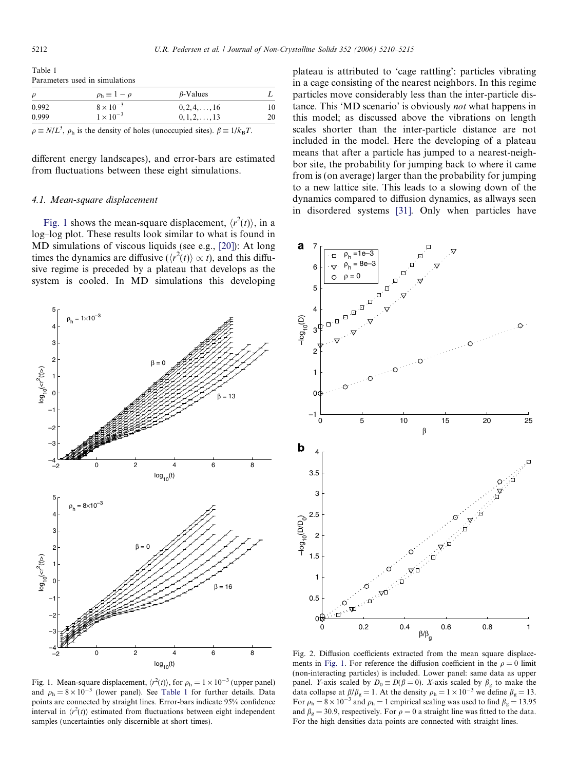Table 1
Parameters used in simulations

| $\rho$ | $\rho_h \equiv 1 - \rho$ | $\beta$-Values | $L$ |
|---|---|---|---|
| 0.992 | $8 \times 10^{-3}$ | $0, 2, 4, \ldots, 16$ | 10 |
| 0.999 | $1 \times 10^{-3}$ | $0, 1, 2, \ldots, 13$ | 20 |

$\rho \equiv N/L^3$, $\rho_h$ is the density of holes (unoccupied sites). $\beta \equiv 1/k_BT$.

different energy landscapes), and error-bars are estimated from fluctuations between these eight simulations.

### 4.1. Mean-square displacement

Fig. 1 shows the mean-square displacement, $\langle r^2(t)\rangle$, in a log–log plot. These results look similar to what is found in MD simulations of viscous liquids (see e.g., [20]): At long times the dynamics are diffusive ($\langle r^2(t)\rangle \propto t$), and this diffusive regime is preceded by a plateau that develops as the system is cooled. In MD simulations this developing plateau is attributed to 'cage rattling': particles vibrating in a cage consisting of the nearest neighbors. In this regime particles move considerably less than the inter-particle distance. This 'MD scenario' is obviously *not* what happens in this model; as discussed above the vibrations on length scales shorter than the inter-particle distance are not included in the model. Here the developing of a plateau means that after a particle has jumped to a nearest-neighbor site, the probability for jumping back to where it came from is (on average) larger than the probability for jumping to a new lattice site. This leads to a slowing down of the dynamics compared to diffusion dynamics, as allways seen in disordered systems [31]. Only when particles have

Fig. 1. Mean-square displacement, $\langle r^2(t)\rangle$, for $\rho_h = 1 \times 10^{-3}$ (upper panel) and $\rho_h = 8 \times 10^{-3}$ (lower panel). See Table 1 for further details. Data points are connected by straight lines. Error-bars indicate 95% confidence interval in $\langle r^2(t)\rangle$ estimated from fluctuations between eight independent samples (uncertainties only discernible at short times).

Fig. 2. Diffusion coefficients extracted from the mean square displacements in Fig. 1. For reference the diffusion coefficient in the $\rho = 0$ limit (non-interacting particles) is included. Lower panel: same data as upper panel. Y-axis scaled by $D_0 \equiv D(\beta = 0)$. X-axis scaled by $\beta_g$ to make the data collapse at $\beta/\beta_g = 1$. At the density $\rho_h = 1 \times 10^{-3}$ we define $\beta_g = 13$. For $\rho_h = 8 \times 10^{-3}$ and $\rho_h = 1$ empirical scaling was used to find $\beta_g = 13.95$ and $\beta_g = 30.9$, respectively. For $\rho = 0$ a straight line was fitted to the data. For the high densities data points are connected with straight lines.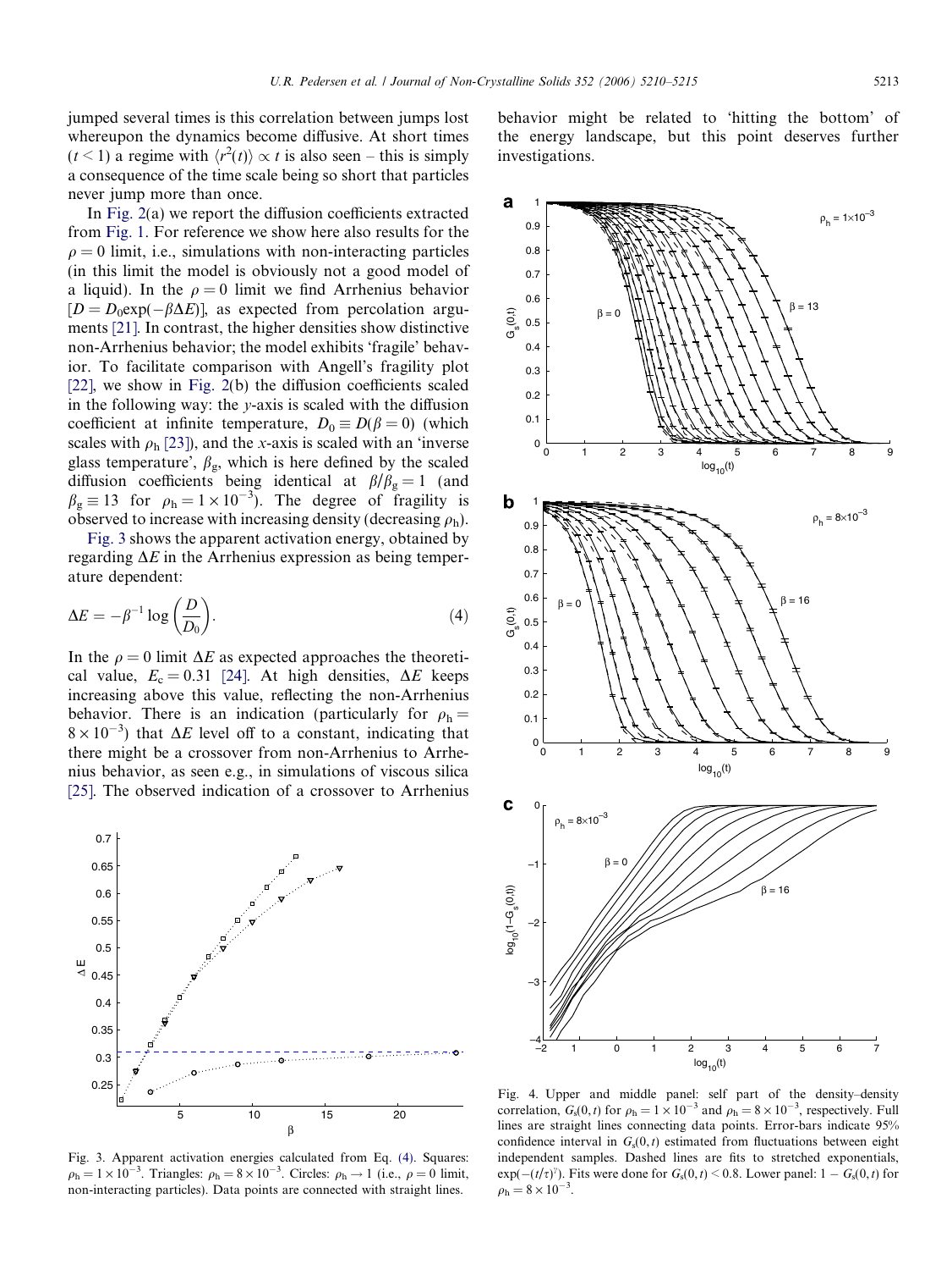jumped several times is this correlation between jumps lost whereupon the dynamics become diffusive. At short times ($t < 1$) a regime with $\langle r^2(t) \rangle \propto t$ is also seen – this is simply a consequence of the time scale being so short that particles never jump more than once.

In Fig. 2(a) we report the diffusion coefficients extracted from Fig. 1. For reference we show here also results for the $\rho = 0$ limit, i.e., simulations with non-interacting particles (in this limit the model is obviously not a good model of a liquid). In the $\rho = 0$ limit we find Arrhenius behavior [$D = D_0 \exp(-\beta \Delta E)$], as expected from percolation arguments [21]. In contrast, the higher densities show distinctive non-Arrhenius behavior; the model exhibits 'fragile' behavior. To facilitate comparison with Angell's fragility plot [22], we show in Fig. 2(b) the diffusion coefficients scaled in the following way: the $y$-axis is scaled with the diffusion coefficient at infinite temperature, $D_0 \equiv D(\beta = 0)$ (which scales with $\rho_h$ [23]), and the $x$-axis is scaled with an 'inverse glass temperature', $\beta_g$, which is here defined by the scaled diffusion coefficients being identical at $\beta/\beta_g = 1$ (and $\beta_g \equiv 13$ for $\rho_h = 1 \times 10^{-3}$). The degree of fragility is observed to increase with increasing density (decreasing $\rho_h$).

Fig. 3 shows the apparent activation energy, obtained by regarding $\Delta E$ in the Arrhenius expression as being temperature dependent:

$$\Delta E = -\beta^{-1} \log\left(\frac{D}{D_0}\right). \tag{4}$$

In the $\rho = 0$ limit $\Delta E$ as expected approaches the theoretical value, $E_c = 0.31$ [24]. At high densities, $\Delta E$ keeps increasing above this value, reflecting the non-Arrhenius behavior. There is an indication (particularly for $\rho_h = 8 \times 10^{-3}$) that $\Delta E$ level off to a constant, indicating that there might be a crossover from non-Arrhenius to Arrhenius behavior, as seen e.g., in simulations of viscous silica [25]. The observed indication of a crossover to Arrhenius behavior might be related to 'hitting the bottom' of the energy landscape, but this point deserves further investigations.

Fig. 3. Apparent activation energies calculated from Eq. (4). Squares: $\rho_h = 1 \times 10^{-3}$. Triangles: $\rho_h = 8 \times 10^{-3}$. Circles: $\rho_h \to 1$ (i.e., $\rho = 0$ limit, non-interacting particles). Data points are connected with straight lines.

Fig. 4. Upper and middle panel: self part of the density–density correlation, $G_s(0, t)$ for $\rho_h = 1 \times 10^{-3}$ and $\rho_h = 8 \times 10^{-3}$, respectively. Full lines are straight lines connecting data points. Error-bars indicate 95% confidence interval in $G_s(0, t)$ estimated from fluctuations between eight independent samples. Dashed lines are fits to stretched exponentials, $\exp(-(t/\tau)^\gamma)$. Fits were done for $G_s(0, t) < 0.8$. Lower panel: $1 - G_s(0, t)$ for $\rho_h = 8 \times 10^{-3}$.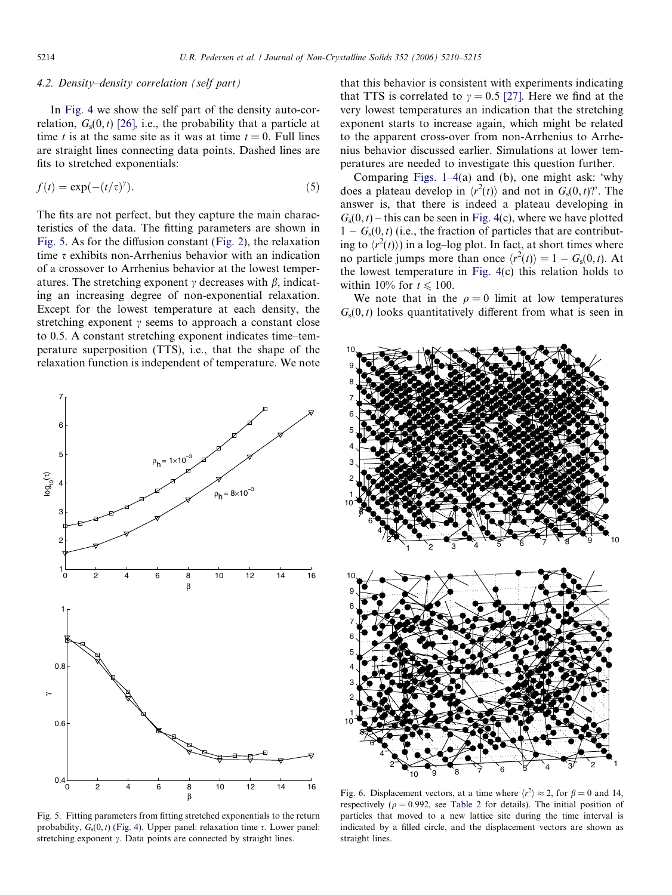### 4.2. Density–density correlation (self part)

In Fig. 4 we show the self part of the density auto-correlation, $G_s(0,t)$ [26], i.e., the probability that a particle at time $t$ is at the same site as it was at time $t = 0$. Full lines are straight lines connecting data points. Dashed lines are fits to stretched exponentials:

$$f(t) = \exp(-(t/\tau)^{\gamma}). \tag{5}$$

The fits are not perfect, but they capture the main characteristics of the data. The fitting parameters are shown in Fig. 5. As for the diffusion constant (Fig. 2), the relaxation time $\tau$ exhibits non-Arrhenius behavior with an indication of a crossover to Arrhenius behavior at the lowest temperatures. The stretching exponent $\gamma$ decreases with $\beta$, indicating an increasing degree of non-exponential relaxation. Except for the lowest temperature at each density, the stretching exponent $\gamma$ seems to approach a constant close to 0.5. A constant stretching exponent indicates time–temperature superposition (TTS), i.e., that the shape of the relaxation function is independent of temperature. We note that this behavior is consistent with experiments indicating that TTS is correlated to $\gamma = 0.5$ [27]. Here we find at the very lowest temperatures an indication that the stretching exponent starts to increase again, which might be related to the apparent cross-over from non-Arrhenius to Arrhenius behavior discussed earlier. Simulations at lower temperatures are needed to investigate this question further.

Fig. 5. Fitting parameters from fitting stretched exponentials to the return probability, $G_s(0,t)$ (Fig. 4). Upper panel: relaxation time $\tau$. Lower panel: stretching exponent $\gamma$. Data points are connected by straight lines.

Comparing Figs. 1–4(a) and (b), one might ask: 'why does a plateau develop in $\langle r^2(t)\rangle$ and not in $G_s(0,t)$?'. The answer is, that there is indeed a plateau developing in $G_s(0,t)$ – this can be seen in Fig. 4(c), where we have plotted $1 - G_s(0,t)$ (i.e., the fraction of particles that are contributing to $\langle r^2(t)\rangle$) in a log–log plot. In fact, at short times where no particle jumps more than once $\langle r^2(t)\rangle = 1 - G_s(0,t)$. At the lowest temperature in Fig. 4(c) this relation holds to within 10% for $t \leqslant 100$.

We note that in the $\rho = 0$ limit at low temperatures $G_s(0,t)$ looks quantitatively different from what is seen in

Fig. 6. Displacement vectors, at a time where $\langle r^2\rangle \approx 2$, for $\beta = 0$ and 14, respectively ($\rho = 0.992$, see Table 2 for details). The initial position of particles that moved to a new lattice site during the time interval is indicated by a filled circle, and the displacement vectors are shown as straight lines.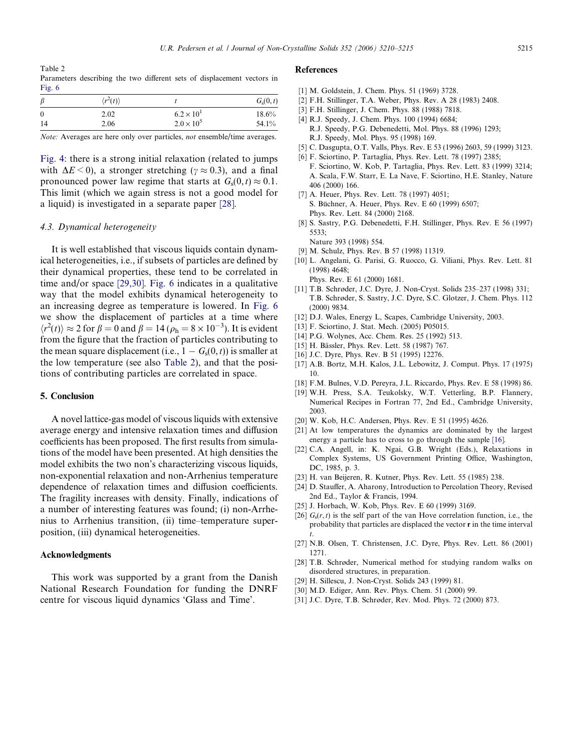Table 2
Parameters describing the two different sets of displacement vectors in Fig. 6

| $\beta$ | $\langle r^2(t)\rangle$ | $t$ | $G_s(0,t)$ |
|---|---|---|---|
| 0 | 2.02 | $6.2 \times 10^1$ | 18.6% |
| 14 | 2.06 | $2.0 \times 10^5$ | 54.1% |

*Note:* Averages are here only over particles, *not* ensemble/time averages.

Fig. 4: there is a strong initial relaxation (related to jumps with $\Delta E < 0$), a stronger stretching ($\gamma \approx 0.3$), and a final pronounced power law regime that starts at $G_s(0,t) \approx 0.1$. This limit (which we again stress is not a good model for a liquid) is investigated in a separate paper [28].

### 4.3. Dynamical heterogeneity

It is well established that viscous liquids contain dynamical heterogeneities, i.e., if subsets of particles are defined by their dynamical properties, these tend to be correlated in time and/or space [29,30]. Fig. 6 indicates in a qualitative way that the model exhibits dynamical heterogeneity to an increasing degree as temperature is lowered. In Fig. 6 we show the displacement of particles at a time where $\langle r^2(t)\rangle \approx 2$ for $\beta = 0$ and $\beta = 14$ ($\rho_h = 8 \times 10^{-3}$). It is evident from the figure that the fraction of particles contributing to the mean square displacement (i.e., $1 - G_s(0,t)$) is smaller at the low temperature (see also Table 2), and that the positions of contributing particles are correlated in space.

## 5. Conclusion

A novel lattice-gas model of viscous liquids with extensive average energy and intensive relaxation times and diffusion coefficients has been proposed. The first results from simulations of the model have been presented. At high densities the model exhibits the two non's characterizing viscous liquids, non-exponential relaxation and non-Arrhenius temperature dependence of relaxation times and diffusion coefficients. The fragility increases with density. Finally, indications of a number of interesting features was found; (i) non-Arrhenius to Arrhenius transition, (ii) time–temperature superposition, (iii) dynamical heterogeneities.

## Acknowledgments

This work was supported by a grant from the Danish National Research Foundation for funding the DNRF centre for viscous liquid dynamics 'Glass and Time'.

## References

[1] M. Goldstein, J. Chem. Phys. 51 (1969) 3728.
[2] F.H. Stillinger, T.A. Weber, Phys. Rev. A 28 (1983) 2408.
[3] F.H. Stillinger, J. Chem. Phys. 88 (1988) 7818.
[4] R.J. Speedy, J. Chem. Phys. 100 (1994) 6684;
R.J. Speedy, P.G. Debenedetti, Mol. Phys. 88 (1996) 1293;
R.J. Speedy, Mol. Phys. 95 (1998) 169.
[5] C. Dasgupta, O.T. Valls, Phys. Rev. E 53 (1996) 2603, 59 (1999) 3123.
[6] F. Sciortino, P. Tartaglia, Phys. Rev. Lett. 78 (1997) 2385;
F. Sciortino, W. Kob, P. Tartaglia, Phys. Rev. Lett. 83 (1999) 3214;
A. Scala, F.W. Starr, E. La Nave, F. Sciortino, H.E. Stanley, Nature 406 (2000) 166.
[7] A. Heuer, Phys. Rev. Lett. 78 (1997) 4051;
S. Büchner, A. Heuer, Phys. Rev. E 60 (1999) 6507;
Phys. Rev. Lett. 84 (2000) 2168.
[8] S. Sastry, P.G. Debenedetti, F.H. Stillinger, Phys. Rev. E 56 (1997) 5533;
Nature 393 (1998) 554.
[9] M. Schulz, Phys. Rev. B 57 (1998) 11319.
[10] L. Angelani, G. Parisi, G. Ruocco, G. Viliani, Phys. Rev. Lett. 81 (1998) 4648;
Phys. Rev. E 61 (2000) 1681.
[11] T.B. Schrøder, J.C. Dyre, J. Non-Cryst. Solids 235–237 (1998) 331;
T.B. Schrøder, S. Sastry, J.C. Dyre, S.C. Glotzer, J. Chem. Phys. 112 (2000) 9834.
[12] D.J. Wales, Energy L, Scapes, Cambridge University, 2003.
[13] F. Sciortino, J. Stat. Mech. (2005) P05015.
[14] P.G. Wolynes, Acc. Chem. Res. 25 (1992) 513.
[15] H. Bässler, Phys. Rev. Lett. 58 (1987) 767.
[16] J.C. Dyre, Phys. Rev. B 51 (1995) 12276.
[17] A.B. Bortz, M.H. Kalos, J.L. Lebowitz, J. Comput. Phys. 17 (1975) 10.
[18] F.M. Bulnes, V.D. Pereyra, J.L. Riccardo, Phys. Rev. E 58 (1998) 86.
[19] W.H. Press, S.A. Teukolsky, W.T. Vetterling, B.P. Flannery, Numerical Recipes in Fortran 77, 2nd Ed., Cambridge University, 2003.
[20] W. Kob, H.C. Andersen, Phys. Rev. E 51 (1995) 4626.
[21] At low temperatures the dynamics are dominated by the largest energy a particle has to cross to go through the sample [16].
[22] C.A. Angell, in: K. Ngai, G.B. Wright (Eds.), Relaxations in Complex Systems, US Government Printing Office, Washington, DC, 1985, p. 3.
[23] H. van Beijeren, R. Kutner, Phys. Rev. Lett. 55 (1985) 238.
[24] D. Stauffer, A. Aharony, Introduction to Percolation Theory, Revised 2nd Ed., Taylor & Francis, 1994.
[25] J. Horbach, W. Kob, Phys. Rev. E 60 (1999) 3169.
[26] $G_s(r,t)$ is the self part of the van Hove correlation function, i.e., the probability that particles are displaced the vector **r** in the time interval $t$.
[27] N.B. Olsen, T. Christensen, J.C. Dyre, Phys. Rev. Lett. 86 (2001) 1271.
[28] T.B. Schrøder, Numerical method for studying random walks on disordered structures, in preparation.
[29] H. Sillescu, J. Non-Cryst. Solids 243 (1999) 81.
[30] M.D. Ediger, Ann. Rev. Phys. Chem. 51 (2000) 99.
[31] J.C. Dyre, T.B. Schrøder, Rev. Mod. Phys. 72 (2000) 873.